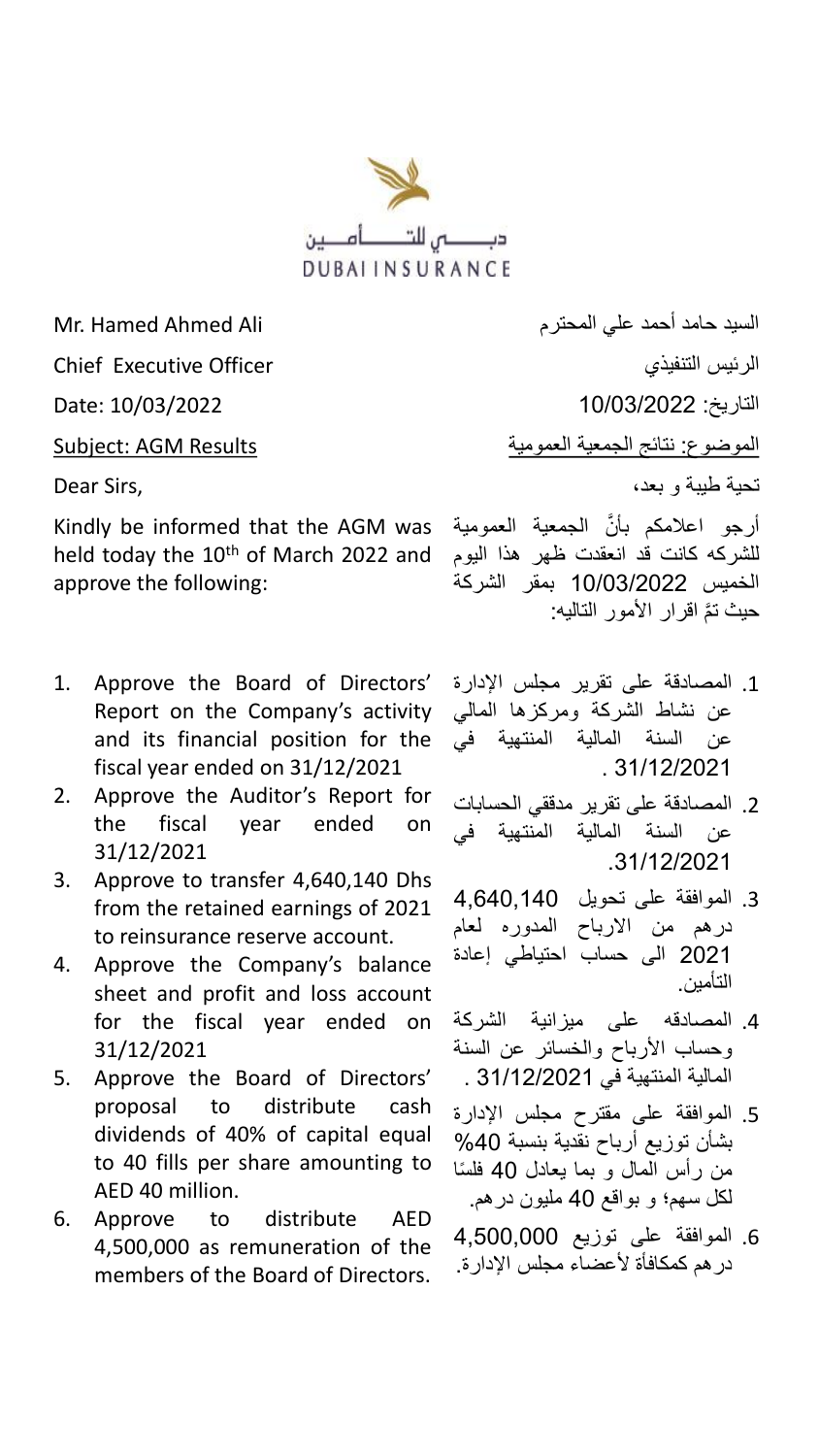دبـــــي للتـــــأمـــين
DUBAI INSURANCE

Mr. Hamed Ahmed Ali

Chief Executive Officer

Date: 10/03/2022

<u>Subject: AGM Results</u>

Dear Sirs,

Kindly be informed that the AGM was held today the 10th of March 2022 and approve the following:

1. Approve the Board of Directors' Report on the Company's activity and its financial position for the fiscal year ended on 31/12/2021
2. Approve the Auditor's Report for the fiscal year ended on 31/12/2021
3. Approve to transfer 4,640,140 Dhs from the retained earnings of 2021 to reinsurance reserve account.
4. Approve the Company's balance sheet and profit and loss account for the fiscal year ended on 31/12/2021
5. Approve the Board of Directors' proposal to distribute cash dividends of 40% of capital equal to 40 fills per share amounting to AED 40 million.
6. Approve to distribute AED 4,500,000 as remuneration of the members of the Board of Directors.

السيد حامد أحمد علي المحترم

الرئيس التنفيذي

التاريخ: 10/03/2022

<u>الموضوع: نتائج الجمعية العمومية</u>

تحية طيبة و بعد،

أرجو اعلامكم بأنَّ الجمعية العمومية للشركه كانت قد انعقدت ظهر هذا اليوم الخميس 10/03/2022 بمقر الشركة حيث تمَّ اقرار الأمور التاليه:

1. المصادقة على تقرير مجلس الإدارة عن نشاط الشركة ومركزها المالي عن السنة المالية المنتهية في 31/12/2021 .
2. المصادقة على تقرير مدققي الحسابات عن السنة المالية المنتهية في 31/12/2021.
3. الموافقة على تحويل 4,640,140 درهم من الارباح المدوره لعام 2021 الى حساب احتياطي إعادة التأمين.
4. المصادقه على ميزانية الشركة وحساب الأرباح والخسائر عن السنة المالية المنتهية في 31/12/2021 .
5. الموافقة على مقترح مجلس الإدارة بشأن توزيع أرباح نقدية بنسبة 40% من رأس المال و بما يعادل 40 فلسًا لكل سهم؛ و بواقع 40 مليون درهم.
6. الموافقة على توزيع 4,500,000 درهم كمكافأة لأعضاء مجلس الإدارة.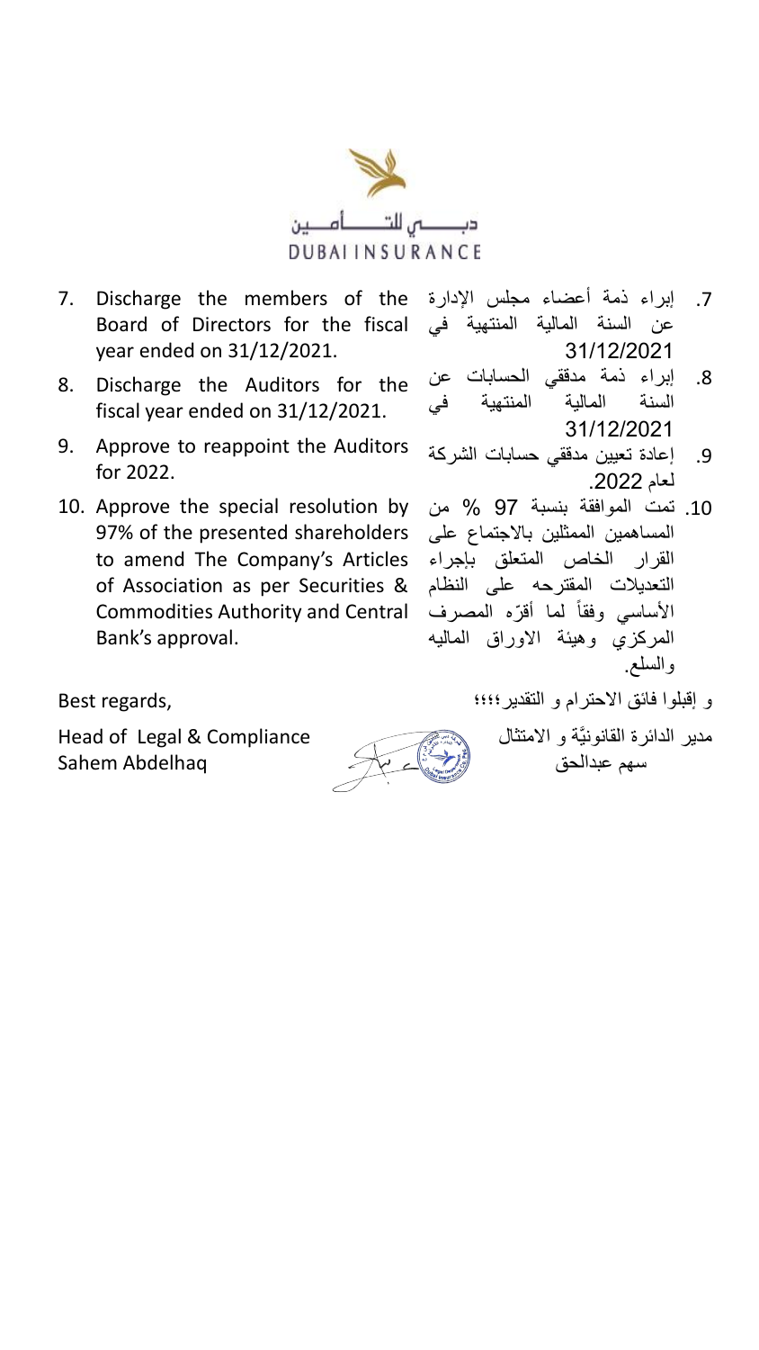دبـــــي للتـــــأمـــين
DUBAI INSURANCE

7. Discharge the members of the Board of Directors for the fiscal year ended on 31/12/2021.

8. Discharge the Auditors for the fiscal year ended on 31/12/2021.

9. Approve to reappoint the Auditors for 2022.

10. Approve the special resolution by 97% of the presented shareholders to amend The Company's Articles of Association as per Securities & Commodities Authority and Central Bank's approval.

7. إبراء ذمة أعضاء مجلس الإدارة عن السنة المالية المنتهية في 31/12/2021

8. إبراء ذمة مدققي الحسابات عن السنة المالية المنتهية في 31/12/2021

9. إعادة تعيين مدققي حسابات الشركة لعام 2022.

10. تمت الموافقة بنسبة 97 % من المساهمين الممثلين بالاجتماع على القرار الخاص المتعلق بإجراء التعديلات المقترحه على النظام الأساسي وفقاً لما أقرّه المصرف المركزي وهيئة الاوراق الماليه والسلع.

Best regards,

و إقبلوا فائق الاحترام و التقدير،،،،

Head of Legal & Compliance
Sahem Abdelhaq

مدير الدائرة القانونيَّة و الامتثال
سهم عبدالحق